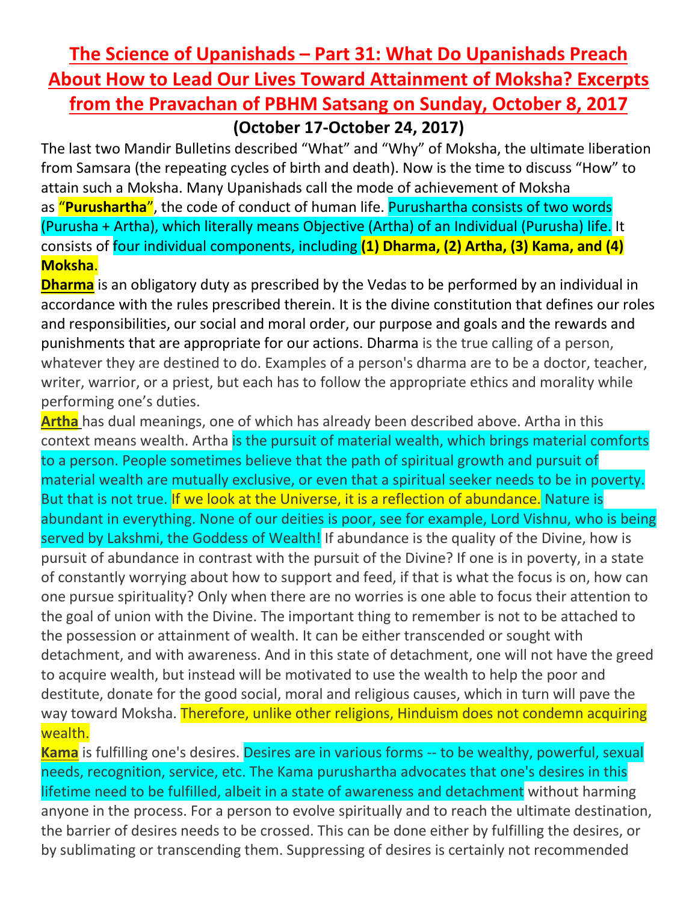# The Science of Upanishads – Part 31: What Do Upanishads Preach About How to Lead Our Lives Toward Attainment of Moksha? Excerpts from the Pravachan of PBHM Satsang on Sunday, October 8, 2017

**(October 17-October 24, 2017)**

The last two Mandir Bulletins described "What" and "Why" of Moksha, the ultimate liberation from Samsara (the repeating cycles of birth and death). Now is the time to discuss "How" to attain such a Moksha. Many Upanishads call the mode of achievement of Moksha as "**Purushartha**", the code of conduct of human life. Purushartha consists of two words (Purusha + Artha), which literally means Objective (Artha) of an Individual (Purusha) life. It consists of four individual components, including **(1) Dharma, (2) Artha, (3) Kama, and (4) Moksha**.

**Dharma** is an obligatory duty as prescribed by the Vedas to be performed by an individual in accordance with the rules prescribed therein. It is the divine constitution that defines our roles and responsibilities, our social and moral order, our purpose and goals and the rewards and punishments that are appropriate for our actions. Dharma is the true calling of a person, whatever they are destined to do. Examples of a person's dharma are to be a doctor, teacher, writer, warrior, or a priest, but each has to follow the appropriate ethics and morality while performing one's duties.

**Artha** has dual meanings, one of which has already been described above. Artha in this context means wealth. Artha is the pursuit of material wealth, which brings material comforts to a person. People sometimes believe that the path of spiritual growth and pursuit of material wealth are mutually exclusive, or even that a spiritual seeker needs to be in poverty. But that is not true. If we look at the Universe, it is a reflection of abundance. Nature is abundant in everything. None of our deities is poor, see for example, Lord Vishnu, who is being served by Lakshmi, the Goddess of Wealth! If abundance is the quality of the Divine, how is pursuit of abundance in contrast with the pursuit of the Divine? If one is in poverty, in a state of constantly worrying about how to support and feed, if that is what the focus is on, how can one pursue spirituality? Only when there are no worries is one able to focus their attention to the goal of union with the Divine. The important thing to remember is not to be attached to the possession or attainment of wealth. It can be either transcended or sought with detachment, and with awareness. And in this state of detachment, one will not have the greed to acquire wealth, but instead will be motivated to use the wealth to help the poor and destitute, donate for the good social, moral and religious causes, which in turn will pave the way toward Moksha. Therefore, unlike other religions, Hinduism does not condemn acquiring wealth.

**Kama** is fulfilling one's desires. Desires are in various forms -- to be wealthy, powerful, sexual needs, recognition, service, etc. The Kama purushartha advocates that one's desires in this lifetime need to be fulfilled, albeit in a state of awareness and detachment without harming anyone in the process. For a person to evolve spiritually and to reach the ultimate destination, the barrier of desires needs to be crossed. This can be done either by fulfilling the desires, or by sublimating or transcending them. Suppressing of desires is certainly not recommended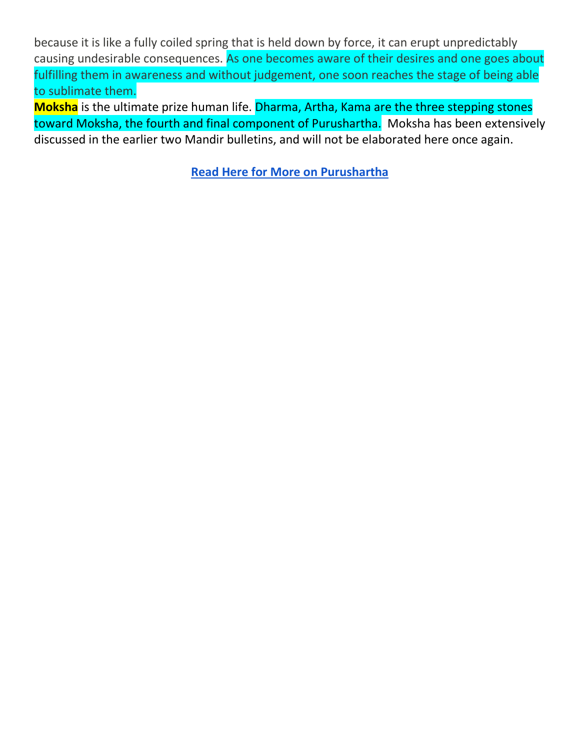because it is like a fully coiled spring that is held down by force, it can erupt unpredictably causing undesirable consequences. As one becomes aware of their desires and one goes about fulfilling them in awareness and without judgement, one soon reaches the stage of being able to sublimate them.

**Moksha** is the ultimate prize human life. Dharma, Artha, Kama are the three stepping stones toward Moksha, the fourth and final component of Purushartha. Moksha has been extensively discussed in the earlier two Mandir bulletins, and will not be elaborated here once again.

**Read Here for More on Purushartha**